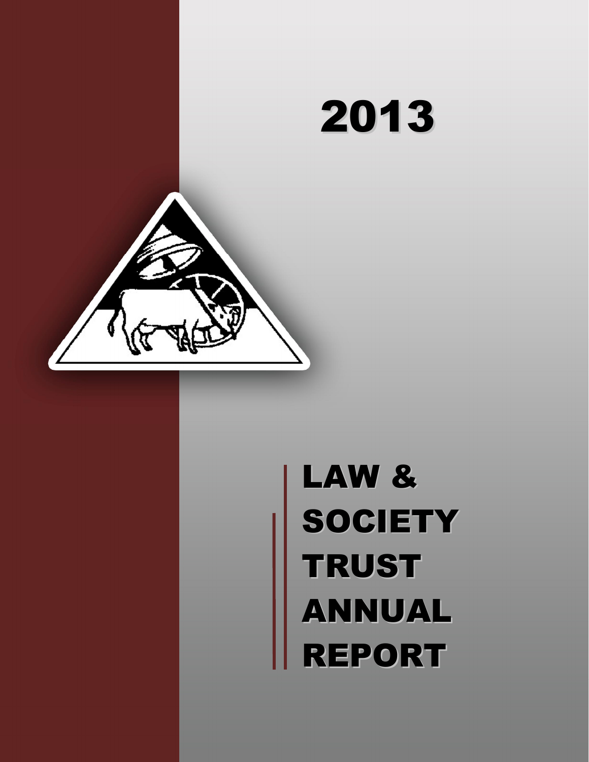# 2013

# LAW & SOCIETY TRUST ANNUAL REPORT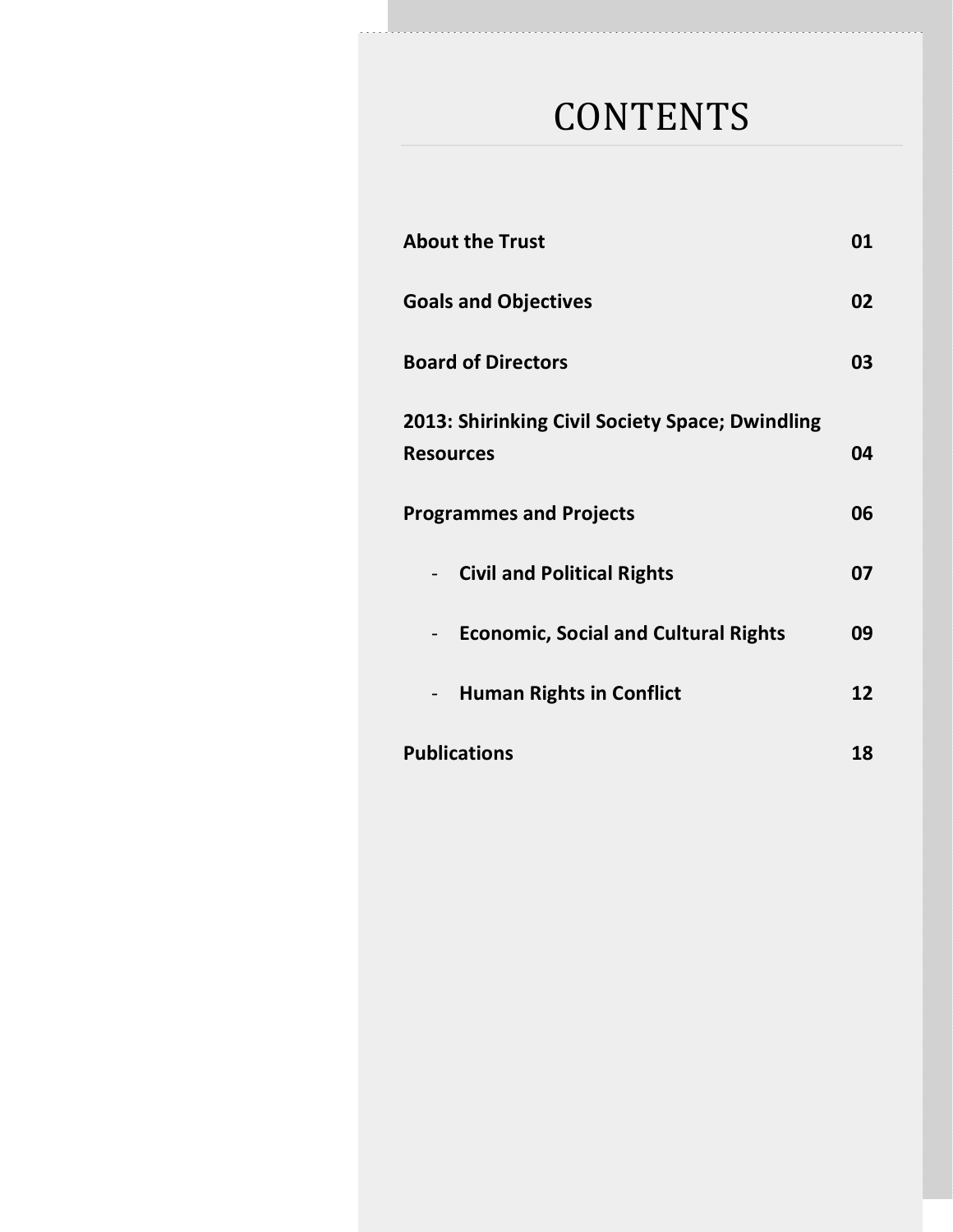# CONTENTS

| | |
|---|---|
| **About the Trust** | **01** |
| **Goals and Objectives** | **02** |
| **Board of Directors** | **03** |
| **2013: Shirinking Civil Society Space; Dwindling Resources** | **04** |
| **Programmes and Projects** | **06** |
| - **Civil and Political Rights** | **07** |
| - **Economic, Social and Cultural Rights** | **09** |
| - **Human Rights in Conflict** | **12** |
| **Publications** | **18** |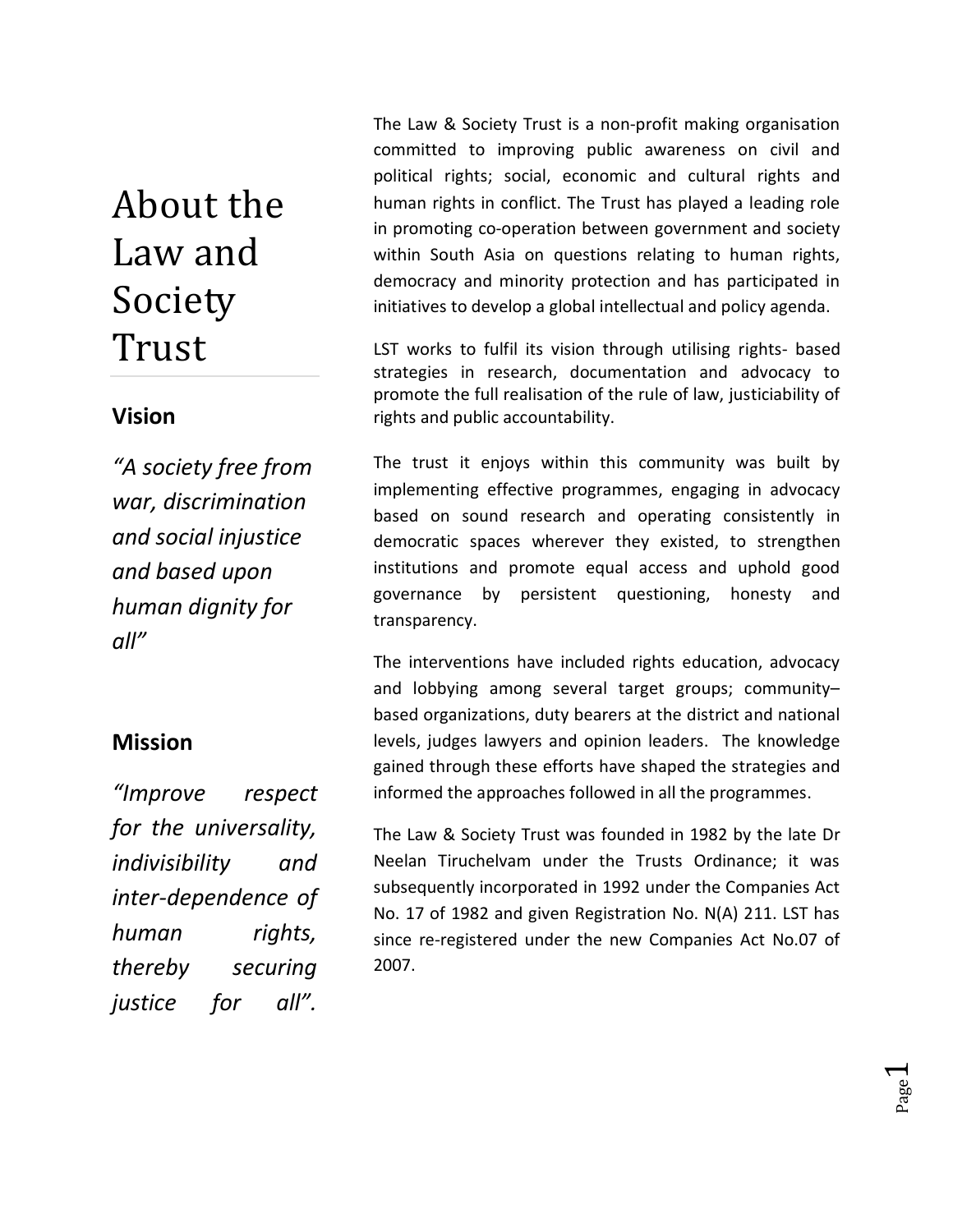# About the Law and Society Trust

## Vision

*"A society free from war, discrimination and social injustice and based upon human dignity for all"*

## Mission

*"Improve respect for the universality, indivisibility and inter-dependence of human rights, thereby securing justice for all".*

The Law & Society Trust is a non-profit making organisation committed to improving public awareness on civil and political rights; social, economic and cultural rights and human rights in conflict. The Trust has played a leading role in promoting co-operation between government and society within South Asia on questions relating to human rights, democracy and minority protection and has participated in initiatives to develop a global intellectual and policy agenda.

LST works to fulfil its vision through utilising rights- based strategies in research, documentation and advocacy to promote the full realisation of the rule of law, justiciability of rights and public accountability.

The trust it enjoys within this community was built by implementing effective programmes, engaging in advocacy based on sound research and operating consistently in democratic spaces wherever they existed, to strengthen institutions and promote equal access and uphold good governance by persistent questioning, honesty and transparency.

The interventions have included rights education, advocacy and lobbying among several target groups; community–based organizations, duty bearers at the district and national levels, judges lawyers and opinion leaders. The knowledge gained through these efforts have shaped the strategies and informed the approaches followed in all the programmes.

The Law & Society Trust was founded in 1982 by the late Dr Neelan Tiruchelvam under the Trusts Ordinance; it was subsequently incorporated in 1992 under the Companies Act No. 17 of 1982 and given Registration No. N(A) 211. LST has since re-registered under the new Companies Act No.07 of 2007.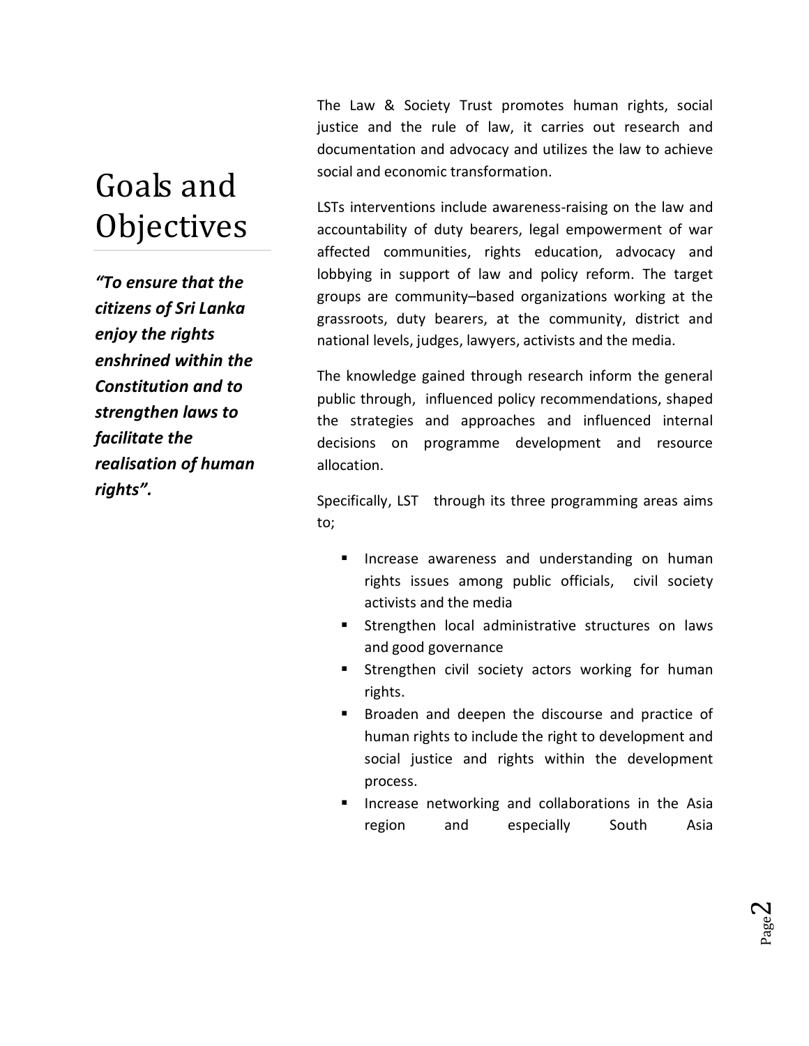# Goals and Objectives

***"To ensure that the citizens of Sri Lanka enjoy the rights enshrined within the Constitution and to strengthen laws to facilitate the realisation of human rights".***

The Law & Society Trust promotes human rights, social justice and the rule of law, it carries out research and documentation and advocacy and utilizes the law to achieve social and economic transformation.

LSTs interventions include awareness-raising on the law and accountability of duty bearers, legal empowerment of war affected communities, rights education, advocacy and lobbying in support of law and policy reform. The target groups are community–based organizations working at the grassroots, duty bearers, at the community, district and national levels, judges, lawyers, activists and the media.

The knowledge gained through research inform the general public through, influenced policy recommendations, shaped the strategies and approaches and influenced internal decisions on programme development and resource allocation.

Specifically, LST through its three programming areas aims to;

- Increase awareness and understanding on human rights issues among public officials, civil society activists and the media
- Strengthen local administrative structures on laws and good governance
- Strengthen civil society actors working for human rights.
- Broaden and deepen the discourse and practice of human rights to include the right to development and social justice and rights within the development process.
- Increase networking and collaborations in the Asia region and especially South Asia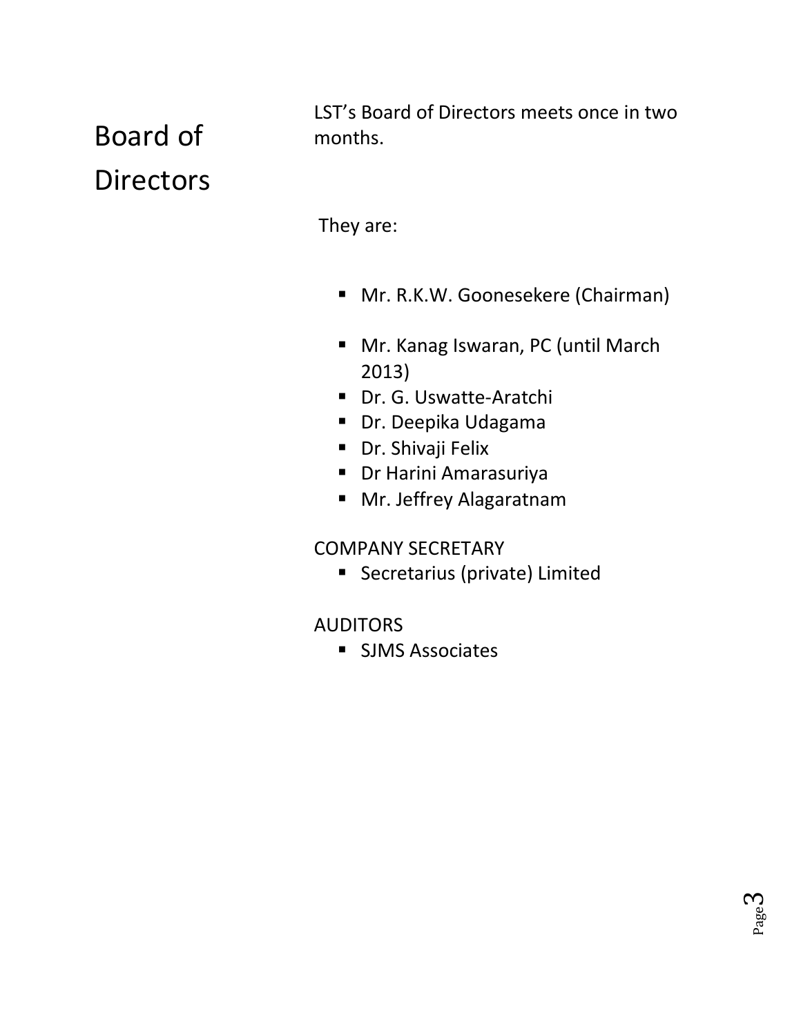# Board of Directors

LST's Board of Directors meets once in two months.

They are:

- Mr. R.K.W. Goonesekere (Chairman)
- Mr. Kanag Iswaran, PC (until March 2013)
- Dr. G. Uswatte-Aratchi
- Dr. Deepika Udagama
- Dr. Shivaji Felix
- Dr Harini Amarasuriya
- Mr. Jeffrey Alagaratnam

COMPANY SECRETARY

- Secretarius (private) Limited

AUDITORS

- SJMS Associates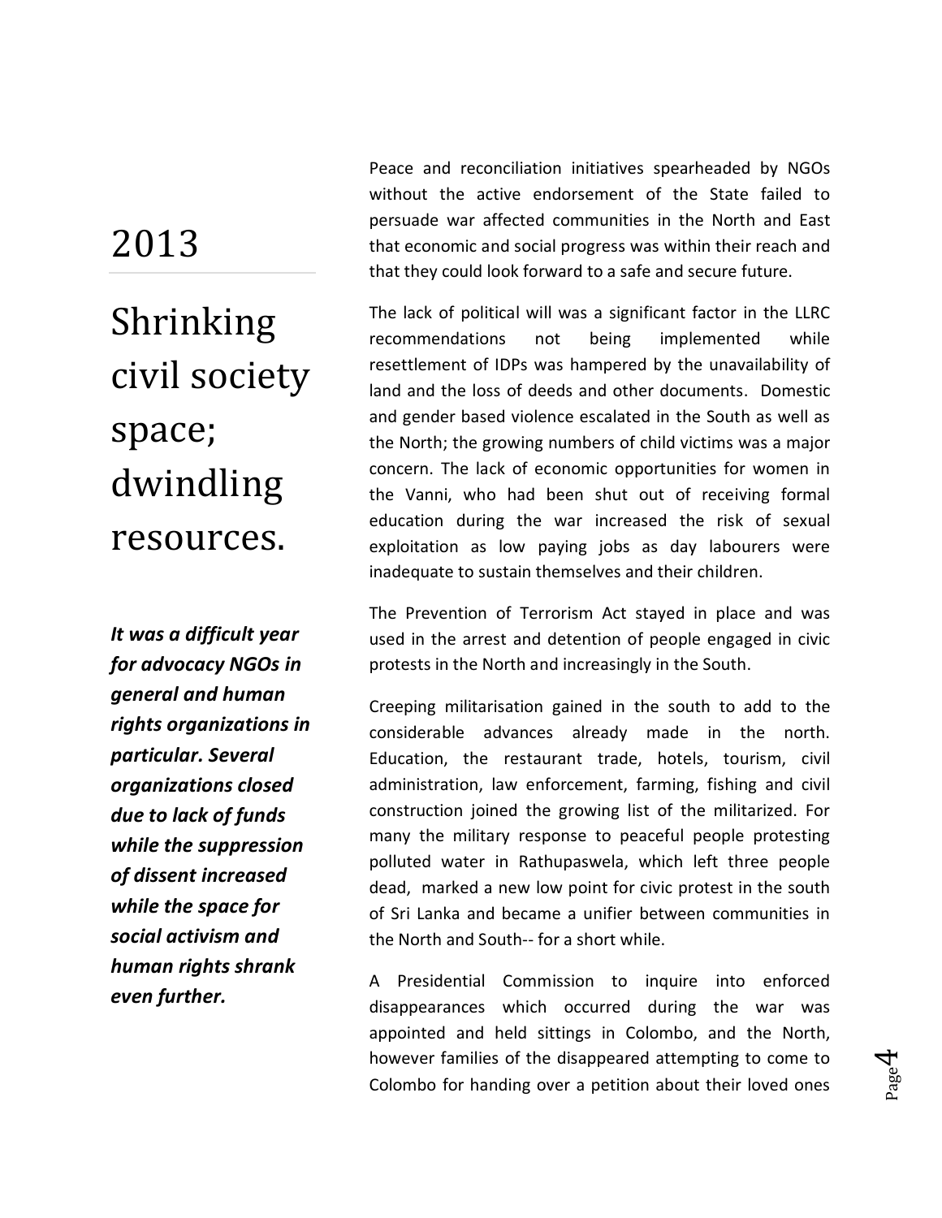# 2013

# Shrinking civil society space; dwindling resources.

***It was a difficult year for advocacy NGOs in general and human rights organizations in particular. Several organizations closed due to lack of funds while the suppression of dissent increased while the space for social activism and human rights shrank even further.***

Peace and reconciliation initiatives spearheaded by NGOs without the active endorsement of the State failed to persuade war affected communities in the North and East that economic and social progress was within their reach and that they could look forward to a safe and secure future.

The lack of political will was a significant factor in the LLRC recommendations not being implemented while resettlement of IDPs was hampered by the unavailability of land and the loss of deeds and other documents. Domestic and gender based violence escalated in the South as well as the North; the growing numbers of child victims was a major concern. The lack of economic opportunities for women in the Vanni, who had been shut out of receiving formal education during the war increased the risk of sexual exploitation as low paying jobs as day labourers were inadequate to sustain themselves and their children.

The Prevention of Terrorism Act stayed in place and was used in the arrest and detention of people engaged in civic protests in the North and increasingly in the South.

Creeping militarisation gained in the south to add to the considerable advances already made in the north. Education, the restaurant trade, hotels, tourism, civil administration, law enforcement, farming, fishing and civil construction joined the growing list of the militarized. For many the military response to peaceful people protesting polluted water in Rathupaswela, which left three people dead, marked a new low point for civic protest in the south of Sri Lanka and became a unifier between communities in the North and South-- for a short while.

A Presidential Commission to inquire into enforced disappearances which occurred during the war was appointed and held sittings in Colombo, and the North, however families of the disappeared attempting to come to Colombo for handing over a petition about their loved ones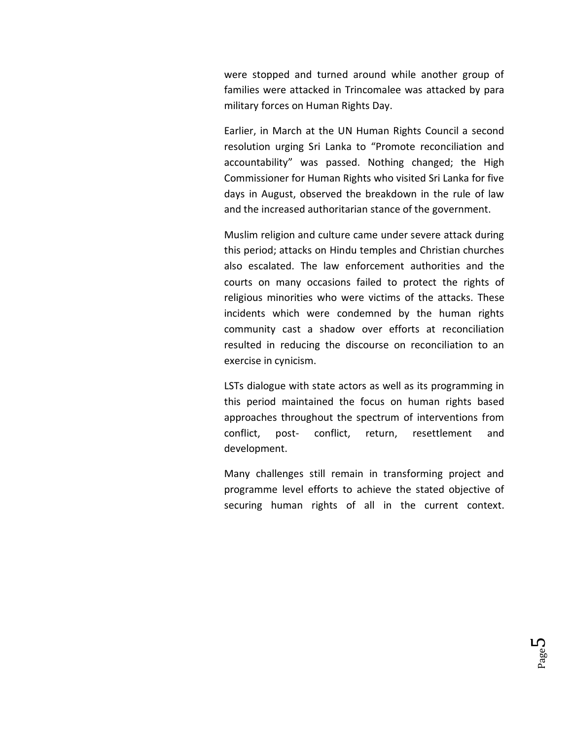were stopped and turned around while another group of families were attacked in Trincomalee was attacked by para military forces on Human Rights Day.

Earlier, in March at the UN Human Rights Council a second resolution urging Sri Lanka to "Promote reconciliation and accountability" was passed. Nothing changed; the High Commissioner for Human Rights who visited Sri Lanka for five days in August, observed the breakdown in the rule of law and the increased authoritarian stance of the government.

Muslim religion and culture came under severe attack during this period; attacks on Hindu temples and Christian churches also escalated. The law enforcement authorities and the courts on many occasions failed to protect the rights of religious minorities who were victims of the attacks. These incidents which were condemned by the human rights community cast a shadow over efforts at reconciliation resulted in reducing the discourse on reconciliation to an exercise in cynicism.

LSTs dialogue with state actors as well as its programming in this period maintained the focus on human rights based approaches throughout the spectrum of interventions from conflict, post- conflict, return, resettlement and development.

Many challenges still remain in transforming project and programme level efforts to achieve the stated objective of securing human rights of all in the current context.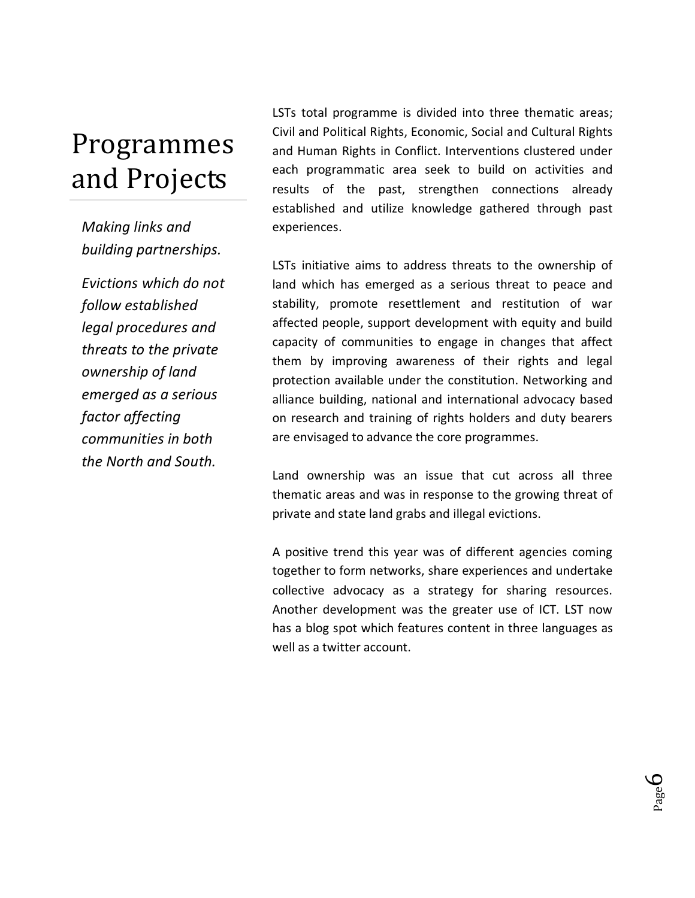# Programmes and Projects

*Making links and building partnerships.*

*Evictions which do not follow established legal procedures and threats to the private ownership of land emerged as a serious factor affecting communities in both the North and South.*

LSTs total programme is divided into three thematic areas; Civil and Political Rights, Economic, Social and Cultural Rights and Human Rights in Conflict. Interventions clustered under each programmatic area seek to build on activities and results of the past, strengthen connections already established and utilize knowledge gathered through past experiences.

LSTs initiative aims to address threats to the ownership of land which has emerged as a serious threat to peace and stability, promote resettlement and restitution of war affected people, support development with equity and build capacity of communities to engage in changes that affect them by improving awareness of their rights and legal protection available under the constitution. Networking and alliance building, national and international advocacy based on research and training of rights holders and duty bearers are envisaged to advance the core programmes.

Land ownership was an issue that cut across all three thematic areas and was in response to the growing threat of private and state land grabs and illegal evictions.

A positive trend this year was of different agencies coming together to form networks, share experiences and undertake collective advocacy as a strategy for sharing resources. Another development was the greater use of ICT. LST now has a blog spot which features content in three languages as well as a twitter account.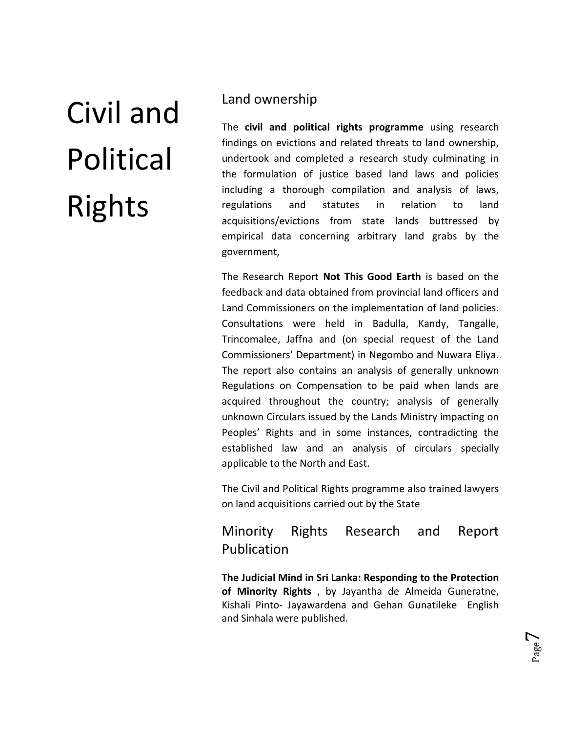# Civil and Political Rights

## Land ownership

The **civil and political rights programme** using research findings on evictions and related threats to land ownership, undertook and completed a research study culminating in the formulation of justice based land laws and policies including a thorough compilation and analysis of laws, regulations and statutes in relation to land acquisitions/evictions from state lands buttressed by empirical data concerning arbitrary land grabs by the government,

The Research Report **Not This Good Earth** is based on the feedback and data obtained from provincial land officers and Land Commissioners on the implementation of land policies. Consultations were held in Badulla, Kandy, Tangalle, Trincomalee, Jaffna and (on special request of the Land Commissioners' Department) in Negombo and Nuwara Eliya. The report also contains an analysis of generally unknown Regulations on Compensation to be paid when lands are acquired throughout the country; analysis of generally unknown Circulars issued by the Lands Ministry impacting on Peoples' Rights and in some instances, contradicting the established law and an analysis of circulars specially applicable to the North and East.

The Civil and Political Rights programme also trained lawyers on land acquisitions carried out by the State

## Minority Rights Research and Report Publication

**The Judicial Mind in Sri Lanka: Responding to the Protection of Minority Rights** , by Jayantha de Almeida Guneratne, Kishali Pinto- Jayawardena and Gehan Gunatileke English and Sinhala were published.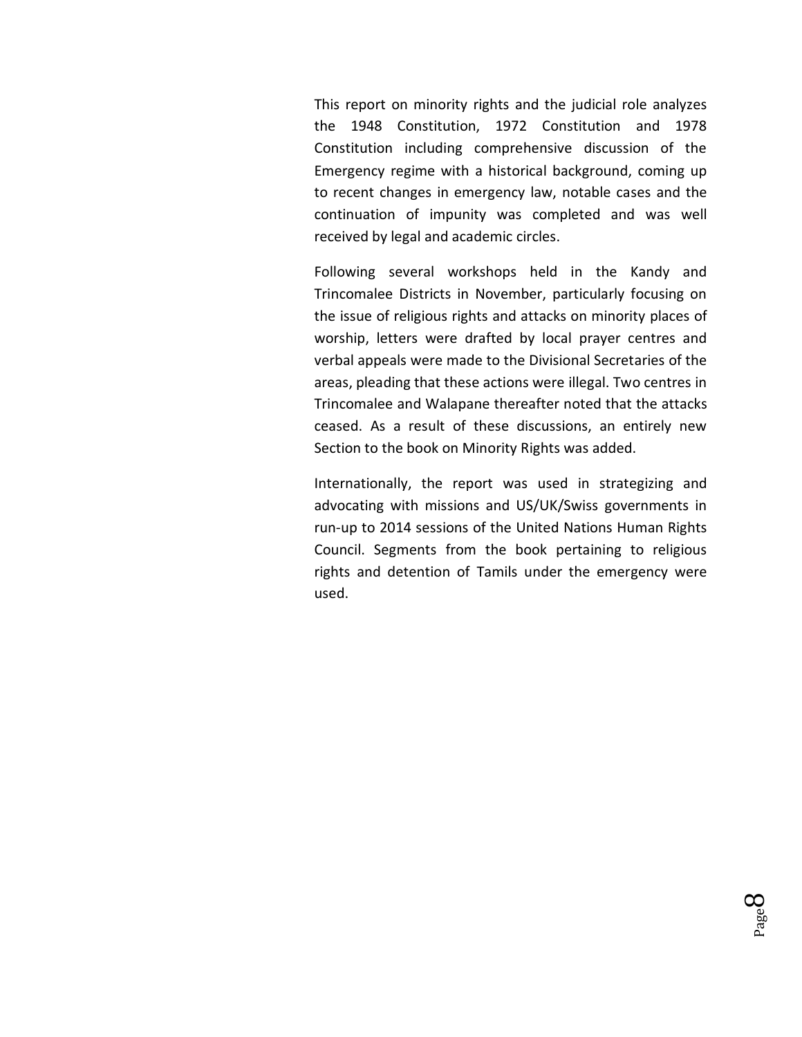This report on minority rights and the judicial role analyzes the 1948 Constitution, 1972 Constitution and 1978 Constitution including comprehensive discussion of the Emergency regime with a historical background, coming up to recent changes in emergency law, notable cases and the continuation of impunity was completed and was well received by legal and academic circles.

Following several workshops held in the Kandy and Trincomalee Districts in November, particularly focusing on the issue of religious rights and attacks on minority places of worship, letters were drafted by local prayer centres and verbal appeals were made to the Divisional Secretaries of the areas, pleading that these actions were illegal. Two centres in Trincomalee and Walapane thereafter noted that the attacks ceased. As a result of these discussions, an entirely new Section to the book on Minority Rights was added.

Internationally, the report was used in strategizing and advocating with missions and US/UK/Swiss governments in run-up to 2014 sessions of the United Nations Human Rights Council. Segments from the book pertaining to religious rights and detention of Tamils under the emergency were used.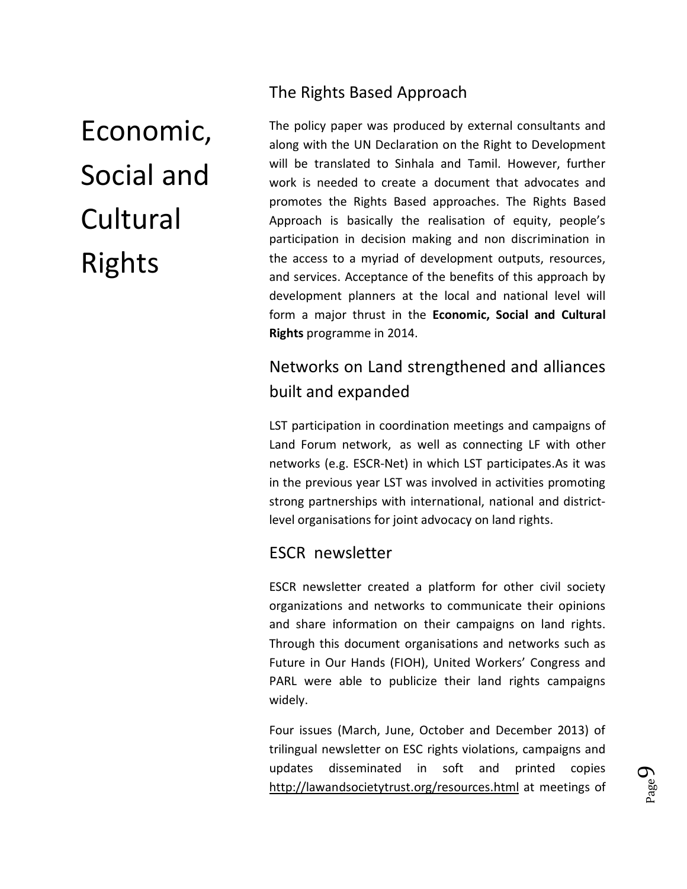# Economic, Social and Cultural Rights

## The Rights Based Approach

The policy paper was produced by external consultants and along with the UN Declaration on the Right to Development will be translated to Sinhala and Tamil. However, further work is needed to create a document that advocates and promotes the Rights Based approaches. The Rights Based Approach is basically the realisation of equity, people's participation in decision making and non discrimination in the access to a myriad of development outputs, resources, and services. Acceptance of the benefits of this approach by development planners at the local and national level will form a major thrust in the **Economic, Social and Cultural Rights** programme in 2014.

## Networks on Land strengthened and alliances built and expanded

LST participation in coordination meetings and campaigns of Land Forum network, as well as connecting LF with other networks (e.g. ESCR-Net) in which LST participates.As it was in the previous year LST was involved in activities promoting strong partnerships with international, national and district-level organisations for joint advocacy on land rights.

## ESCR newsletter

ESCR newsletter created a platform for other civil society organizations and networks to communicate their opinions and share information on their campaigns on land rights. Through this document organisations and networks such as Future in Our Hands (FIOH), United Workers' Congress and PARL were able to publicize their land rights campaigns widely.

Four issues (March, June, October and December 2013) of trilingual newsletter on ESC rights violations, campaigns and updates disseminated in soft and printed copies http://lawandsocietytrust.org/resources.html at meetings of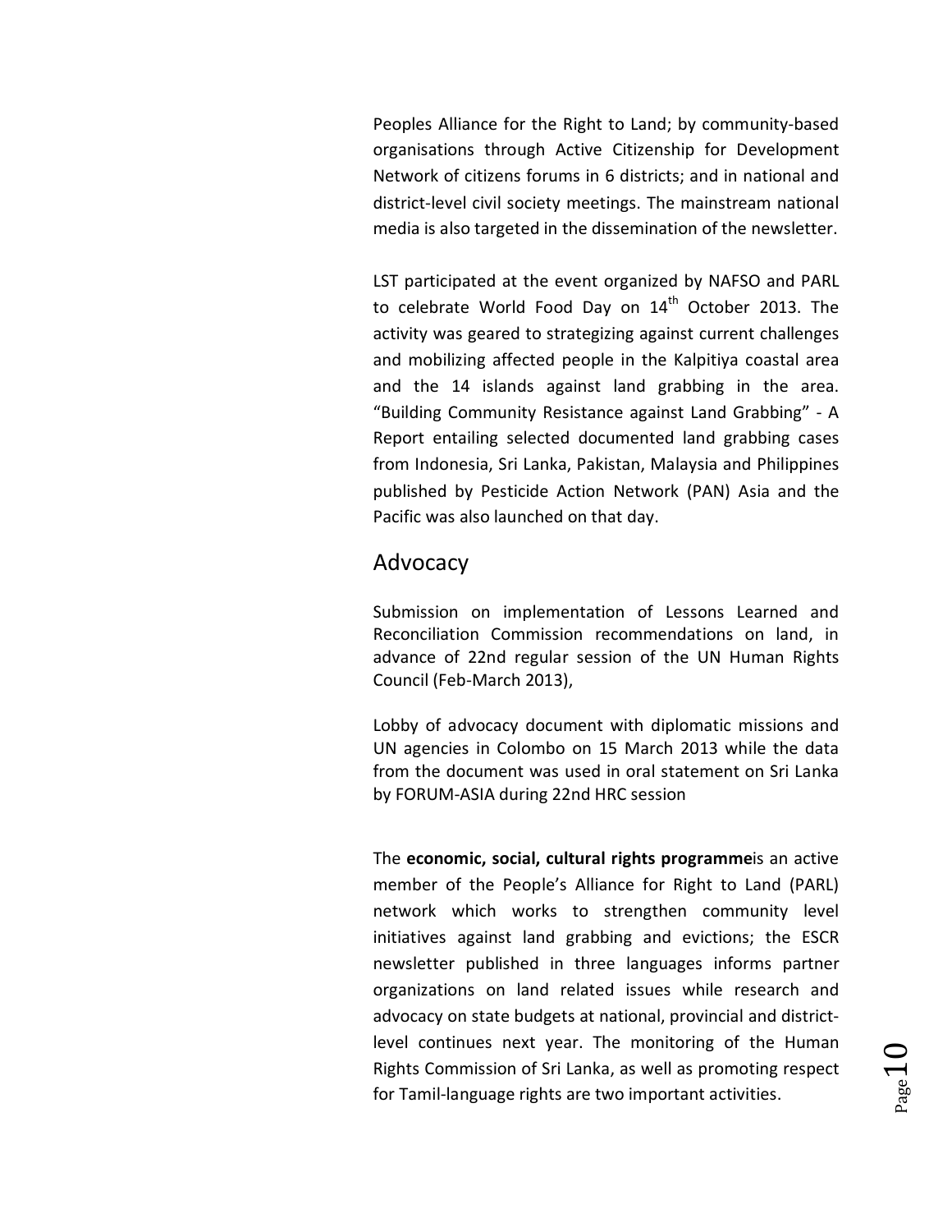Peoples Alliance for the Right to Land; by community-based organisations through Active Citizenship for Development Network of citizens forums in 6 districts; and in national and district-level civil society meetings. The mainstream national media is also targeted in the dissemination of the newsletter.

LST participated at the event organized by NAFSO and PARL to celebrate World Food Day on 14th October 2013. The activity was geared to strategizing against current challenges and mobilizing affected people in the Kalpitiya coastal area and the 14 islands against land grabbing in the area. "Building Community Resistance against Land Grabbing" - A Report entailing selected documented land grabbing cases from Indonesia, Sri Lanka, Pakistan, Malaysia and Philippines published by Pesticide Action Network (PAN) Asia and the Pacific was also launched on that day.

## Advocacy

Submission on implementation of Lessons Learned and Reconciliation Commission recommendations on land, in advance of 22nd regular session of the UN Human Rights Council (Feb-March 2013),

Lobby of advocacy document with diplomatic missions and UN agencies in Colombo on 15 March 2013 while the data from the document was used in oral statement on Sri Lanka by FORUM-ASIA during 22nd HRC session

The **economic, social, cultural rights programme**is an active member of the People's Alliance for Right to Land (PARL) network which works to strengthen community level initiatives against land grabbing and evictions; the ESCR newsletter published in three languages informs partner organizations on land related issues while research and advocacy on state budgets at national, provincial and district-level continues next year. The monitoring of the Human Rights Commission of Sri Lanka, as well as promoting respect for Tamil-language rights are two important activities.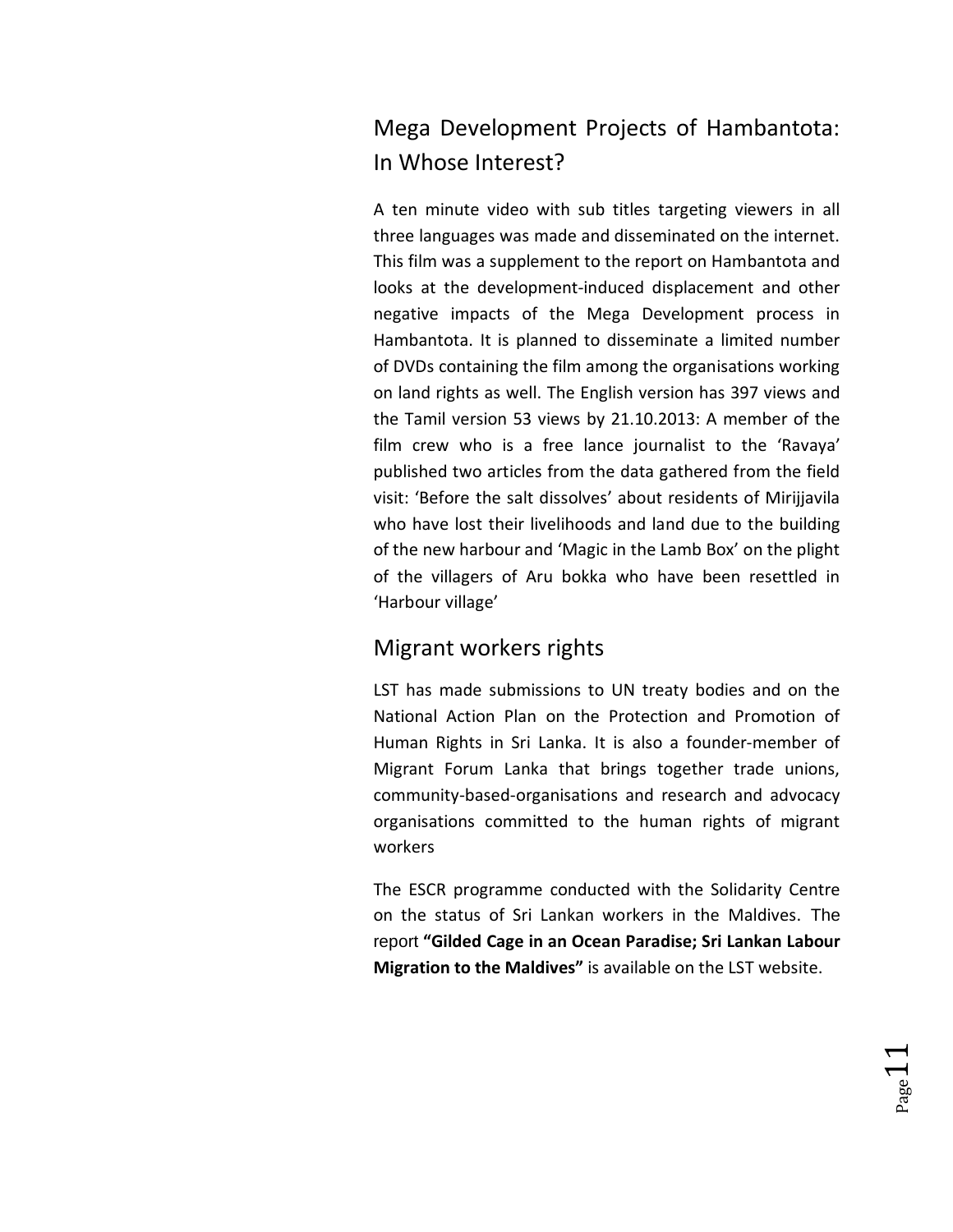## Mega Development Projects of Hambantota: In Whose Interest?

A ten minute video with sub titles targeting viewers in all three languages was made and disseminated on the internet. This film was a supplement to the report on Hambantota and looks at the development-induced displacement and other negative impacts of the Mega Development process in Hambantota. It is planned to disseminate a limited number of DVDs containing the film among the organisations working on land rights as well. The English version has 397 views and the Tamil version 53 views by 21.10.2013: A member of the film crew who is a free lance journalist to the 'Ravaya' published two articles from the data gathered from the field visit: 'Before the salt dissolves' about residents of Mirijjavila who have lost their livelihoods and land due to the building of the new harbour and 'Magic in the Lamb Box' on the plight of the villagers of Aru bokka who have been resettled in 'Harbour village'

## Migrant workers rights

LST has made submissions to UN treaty bodies and on the National Action Plan on the Protection and Promotion of Human Rights in Sri Lanka. It is also a founder-member of Migrant Forum Lanka that brings together trade unions, community-based-organisations and research and advocacy organisations committed to the human rights of migrant workers

The ESCR programme conducted with the Solidarity Centre on the status of Sri Lankan workers in the Maldives. The report **"Gilded Cage in an Ocean Paradise; Sri Lankan Labour Migration to the Maldives"** is available on the LST website.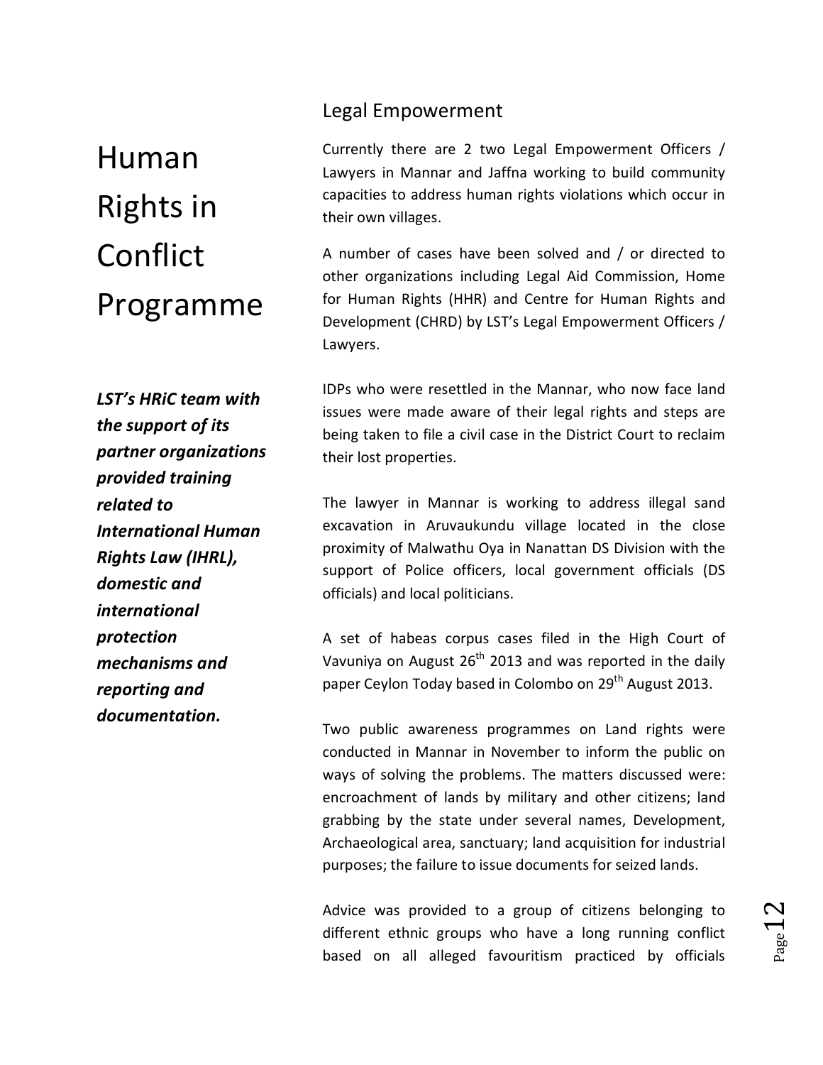# Human Rights in Conflict Programme

***LST's HRiC team with the support of its partner organizations provided training related to International Human Rights Law (IHRL), domestic and international protection mechanisms and reporting and documentation.***

## Legal Empowerment

Currently there are 2 two Legal Empowerment Officers / Lawyers in Mannar and Jaffna working to build community capacities to address human rights violations which occur in their own villages.

A number of cases have been solved and / or directed to other organizations including Legal Aid Commission, Home for Human Rights (HHR) and Centre for Human Rights and Development (CHRD) by LST's Legal Empowerment Officers / Lawyers.

IDPs who were resettled in the Mannar, who now face land issues were made aware of their legal rights and steps are being taken to file a civil case in the District Court to reclaim their lost properties.

The lawyer in Mannar is working to address illegal sand excavation in Aruvaukundu village located in the close proximity of Malwathu Oya in Nanattan DS Division with the support of Police officers, local government officials (DS officials) and local politicians.

A set of habeas corpus cases filed in the High Court of Vavuniya on August 26th 2013 and was reported in the daily paper Ceylon Today based in Colombo on 29th August 2013.

Two public awareness programmes on Land rights were conducted in Mannar in November to inform the public on ways of solving the problems. The matters discussed were: encroachment of lands by military and other citizens; land grabbing by the state under several names, Development, Archaeological area, sanctuary; land acquisition for industrial purposes; the failure to issue documents for seized lands.

Advice was provided to a group of citizens belonging to different ethnic groups who have a long running conflict based on all alleged favouritism practiced by officials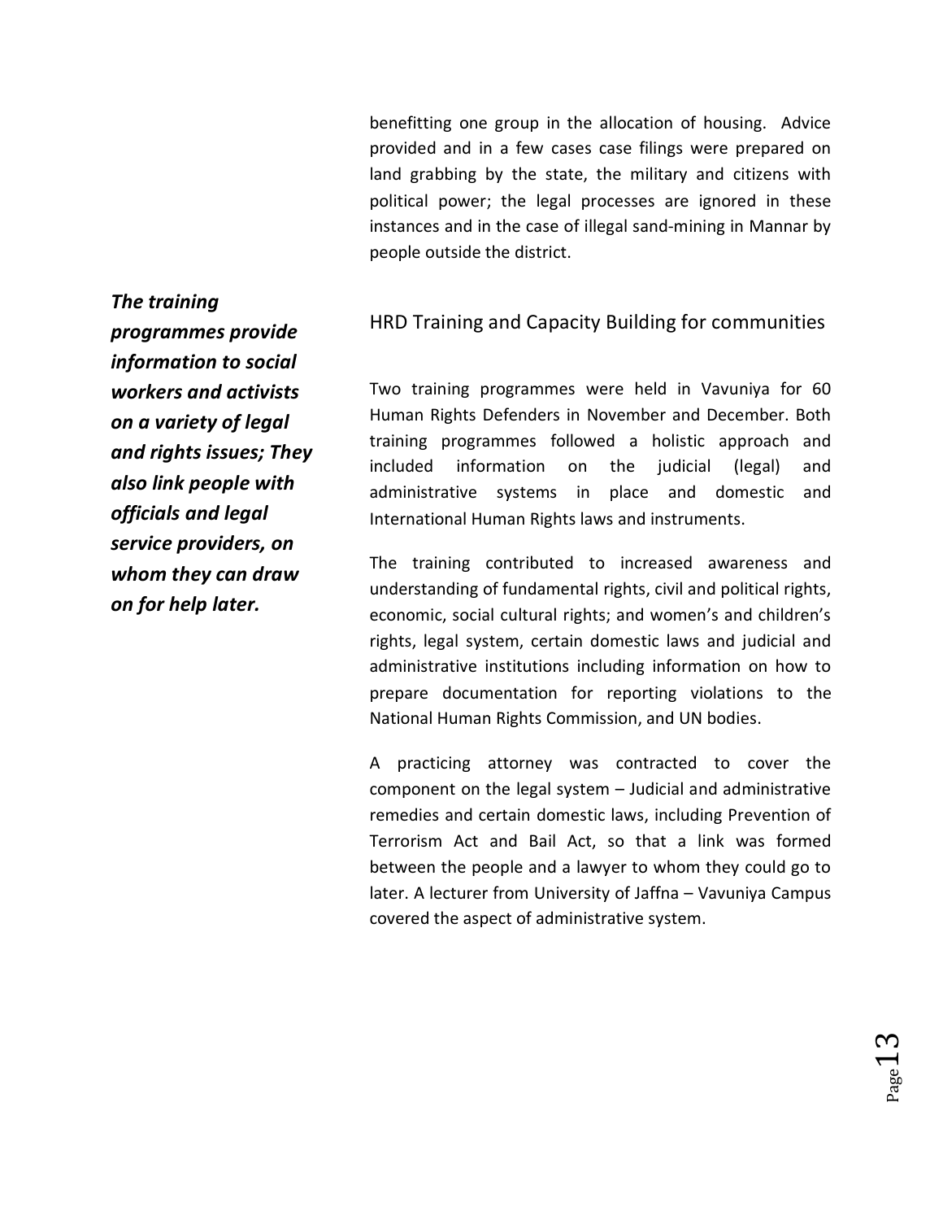benefitting one group in the allocation of housing. Advice provided and in a few cases case filings were prepared on land grabbing by the state, the military and citizens with political power; the legal processes are ignored in these instances and in the case of illegal sand-mining in Mannar by people outside the district.

***The training programmes provide information to social workers and activists on a variety of legal and rights issues; They also link people with officials and legal service providers, on whom they can draw on for help later.***

## HRD Training and Capacity Building for communities

Two training programmes were held in Vavuniya for 60 Human Rights Defenders in November and December. Both training programmes followed a holistic approach and included information on the judicial (legal) and administrative systems in place and domestic and International Human Rights laws and instruments.

The training contributed to increased awareness and understanding of fundamental rights, civil and political rights, economic, social cultural rights; and women's and children's rights, legal system, certain domestic laws and judicial and administrative institutions including information on how to prepare documentation for reporting violations to the National Human Rights Commission, and UN bodies.

A practicing attorney was contracted to cover the component on the legal system – Judicial and administrative remedies and certain domestic laws, including Prevention of Terrorism Act and Bail Act, so that a link was formed between the people and a lawyer to whom they could go to later. A lecturer from University of Jaffna – Vavuniya Campus covered the aspect of administrative system.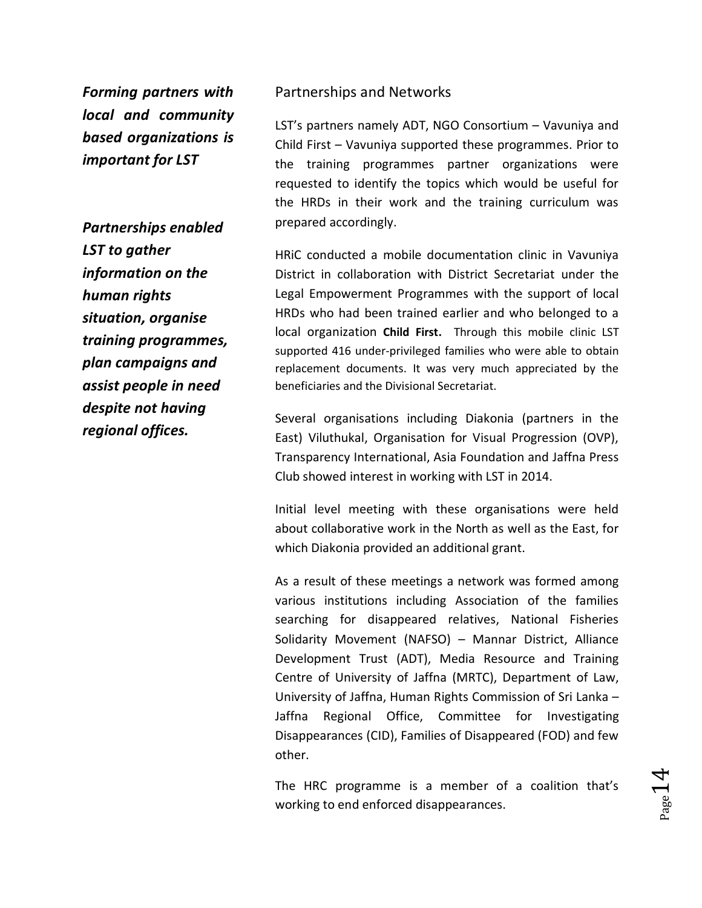***Forming partners with local and community based organizations is important for LST***

***Partnerships enabled LST to gather information on the human rights situation, organise training programmes, plan campaigns and assist people in need despite not having regional offices.***

## Partnerships and Networks

LST's partners namely ADT, NGO Consortium – Vavuniya and Child First – Vavuniya supported these programmes. Prior to the training programmes partner organizations were requested to identify the topics which would be useful for the HRDs in their work and the training curriculum was prepared accordingly.

HRiC conducted a mobile documentation clinic in Vavuniya District in collaboration with District Secretariat under the Legal Empowerment Programmes with the support of local HRDs who had been trained earlier and who belonged to a local organization **Child First.** Through this mobile clinic LST supported 416 under-privileged families who were able to obtain replacement documents. It was very much appreciated by the beneficiaries and the Divisional Secretariat.

Several organisations including Diakonia (partners in the East) Viluthukal, Organisation for Visual Progression (OVP), Transparency International, Asia Foundation and Jaffna Press Club showed interest in working with LST in 2014.

Initial level meeting with these organisations were held about collaborative work in the North as well as the East, for which Diakonia provided an additional grant.

As a result of these meetings a network was formed among various institutions including Association of the families searching for disappeared relatives, National Fisheries Solidarity Movement (NAFSO) – Mannar District, Alliance Development Trust (ADT), Media Resource and Training Centre of University of Jaffna (MRTC), Department of Law, University of Jaffna, Human Rights Commission of Sri Lanka – Jaffna Regional Office, Committee for Investigating Disappearances (CID), Families of Disappeared (FOD) and few other.

The HRC programme is a member of a coalition that's working to end enforced disappearances.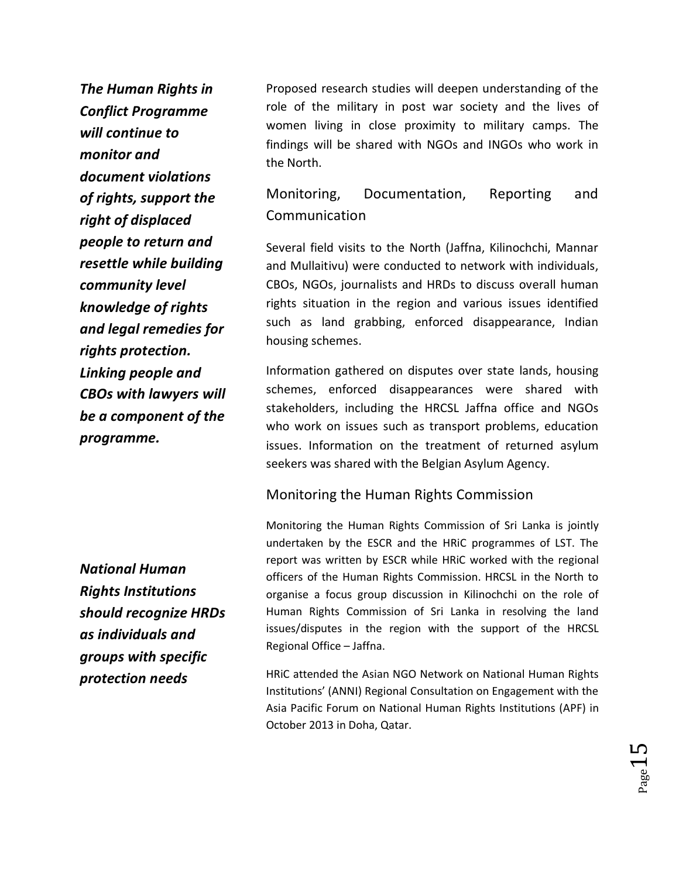*The Human Rights in Conflict Programme will continue to monitor and document violations of rights, support the right of displaced people to return and resettle while building community level knowledge of rights and legal remedies for rights protection. Linking people and CBOs with lawyers will be a component of the programme.*

Proposed research studies will deepen understanding of the role of the military in post war society and the lives of women living in close proximity to military camps. The findings will be shared with NGOs and INGOs who work in the North.

## Monitoring, Documentation, Reporting and Communication

Several field visits to the North (Jaffna, Kilinochchi, Mannar and Mullaitivu) were conducted to network with individuals, CBOs, NGOs, journalists and HRDs to discuss overall human rights situation in the region and various issues identified such as land grabbing, enforced disappearance, Indian housing schemes.

Information gathered on disputes over state lands, housing schemes, enforced disappearances were shared with stakeholders, including the HRCSL Jaffna office and NGOs who work on issues such as transport problems, education issues. Information on the treatment of returned asylum seekers was shared with the Belgian Asylum Agency.

## Monitoring the Human Rights Commission

*National Human Rights Institutions should recognize HRDs as individuals and groups with specific protection needs*

Monitoring the Human Rights Commission of Sri Lanka is jointly undertaken by the ESCR and the HRiC programmes of LST. The report was written by ESCR while HRiC worked with the regional officers of the Human Rights Commission. HRCSL in the North to organise a focus group discussion in Kilinochchi on the role of Human Rights Commission of Sri Lanka in resolving the land issues/disputes in the region with the support of the HRCSL Regional Office – Jaffna.

HRiC attended the Asian NGO Network on National Human Rights Institutions' (ANNI) Regional Consultation on Engagement with the Asia Pacific Forum on National Human Rights Institutions (APF) in October 2013 in Doha, Qatar.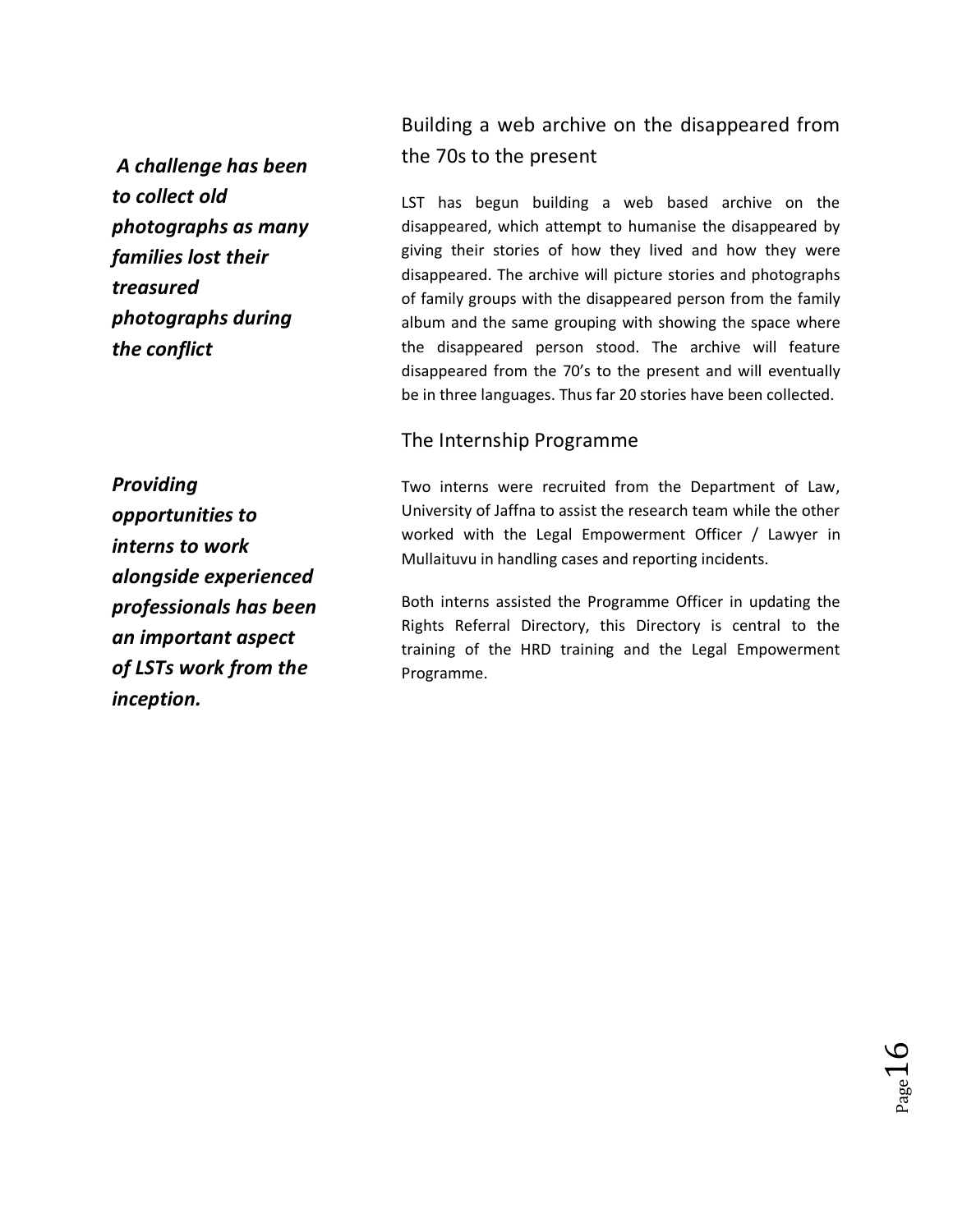## Building a web archive on the disappeared from the 70s to the present

***A challenge has been to collect old photographs as many families lost their treasured photographs during the conflict***

LST has begun building a web based archive on the disappeared, which attempt to humanise the disappeared by giving their stories of how they lived and how they were disappeared. The archive will picture stories and photographs of family groups with the disappeared person from the family album and the same grouping with showing the space where the disappeared person stood. The archive will feature disappeared from the 70's to the present and will eventually be in three languages. Thus far 20 stories have been collected.

## The Internship Programme

***Providing opportunities to interns to work alongside experienced professionals has been an important aspect of LSTs work from the inception.***

Two interns were recruited from the Department of Law, University of Jaffna to assist the research team while the other worked with the Legal Empowerment Officer / Lawyer in Mullaituvu in handling cases and reporting incidents.

Both interns assisted the Programme Officer in updating the Rights Referral Directory, this Directory is central to the training of the HRD training and the Legal Empowerment Programme.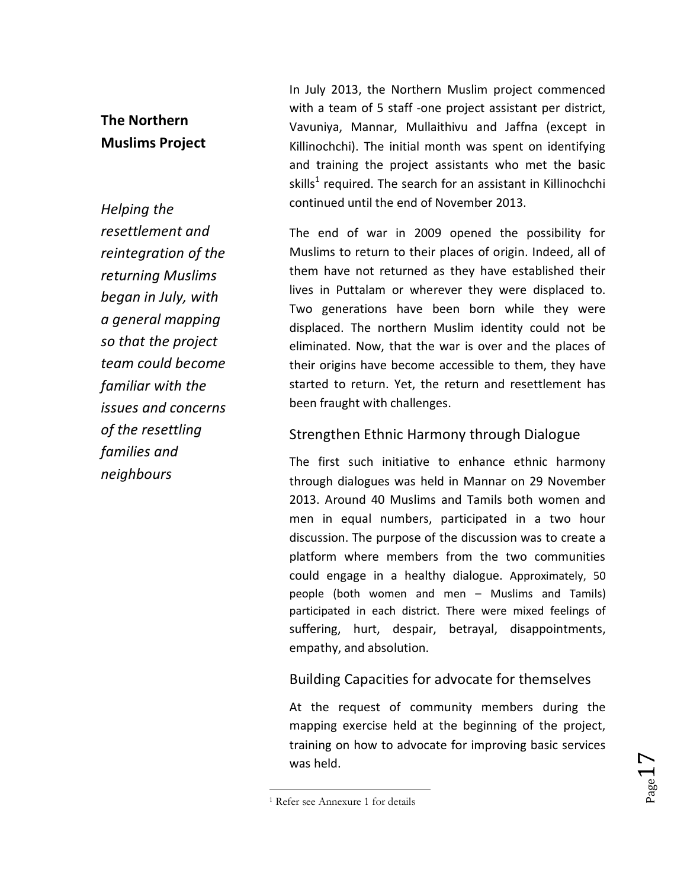## The Northern Muslims Project

*Helping the resettlement and reintegration of the returning Muslims began in July, with a general mapping so that the project team could become familiar with the issues and concerns of the resettling families and neighbours*

In July 2013, the Northern Muslim project commenced with a team of 5 staff -one project assistant per district, Vavuniya, Mannar, Mullaithivu and Jaffna (except in Killinochchi). The initial month was spent on identifying and training the project assistants who met the basic skills[1] required. The search for an assistant in Killinochchi continued until the end of November 2013.

The end of war in 2009 opened the possibility for Muslims to return to their places of origin. Indeed, all of them have not returned as they have established their lives in Puttalam or wherever they were displaced to. Two generations have been born while they were displaced. The northern Muslim identity could not be eliminated. Now, that the war is over and the places of their origins have become accessible to them, they have started to return. Yet, the return and resettlement has been fraught with challenges.

### Strengthen Ethnic Harmony through Dialogue

The first such initiative to enhance ethnic harmony through dialogues was held in Mannar on 29 November 2013. Around 40 Muslims and Tamils both women and men in equal numbers, participated in a two hour discussion. The purpose of the discussion was to create a platform where members from the two communities could engage in a healthy dialogue. Approximately, 50 people (both women and men – Muslims and Tamils) participated in each district. There were mixed feelings of suffering, hurt, despair, betrayal, disappointments, empathy, and absolution.

### Building Capacities for advocate for themselves

At the request of community members during the mapping exercise held at the beginning of the project, training on how to advocate for improving basic services was held.

---

[1] Refer see Annexure 1 for details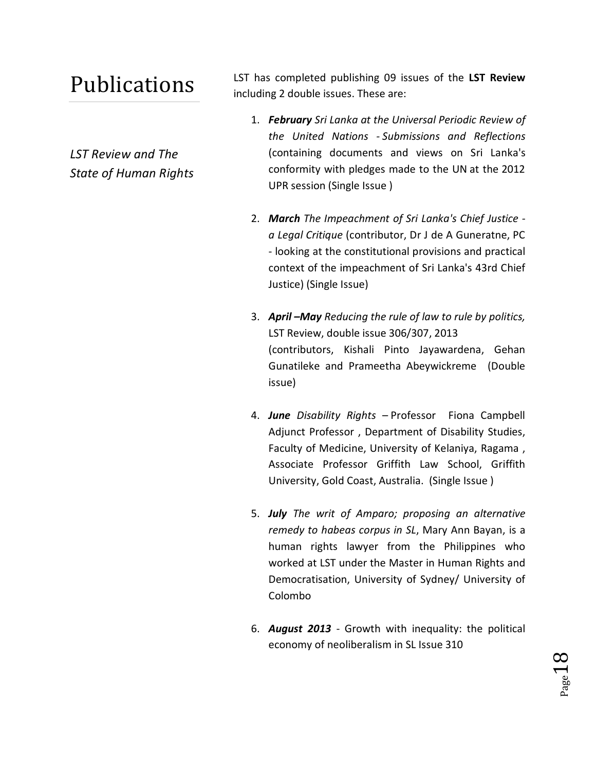# Publications

## *LST Review and The State of Human Rights*

LST has completed publishing 09 issues of the **LST Review** including 2 double issues. These are:

1. ***February*** *Sri Lanka at the Universal Periodic Review of the United Nations - Submissions and Reflections* (containing documents and views on Sri Lanka's conformity with pledges made to the UN at the 2012 UPR session (Single Issue )

2. ***March*** *The Impeachment of Sri Lanka's Chief Justice - a Legal Critique* (contributor, Dr J de A Guneratne, PC - looking at the constitutional provisions and practical context of the impeachment of Sri Lanka's 43rd Chief Justice) (Single Issue)

3. ***April –May*** *Reducing the rule of law to rule by politics,* LST Review, double issue 306/307, 2013 (contributors, Kishali Pinto Jayawardena, Gehan Gunatileke and Prameetha Abeywickreme (Double issue)

4. ***June*** *Disability Rights* – Professor Fiona Campbell Adjunct Professor , Department of Disability Studies, Faculty of Medicine, University of Kelaniya, Ragama , Associate Professor Griffith Law School, Griffith University, Gold Coast, Australia. (Single Issue )

5. ***July*** *The writ of Amparo; proposing an alternative remedy to habeas corpus in SL*, Mary Ann Bayan, is a human rights lawyer from the Philippines who worked at LST under the Master in Human Rights and Democratisation, University of Sydney/ University of Colombo

6. ***August 2013*** - Growth with inequality: the political economy of neoliberalism in SL Issue 310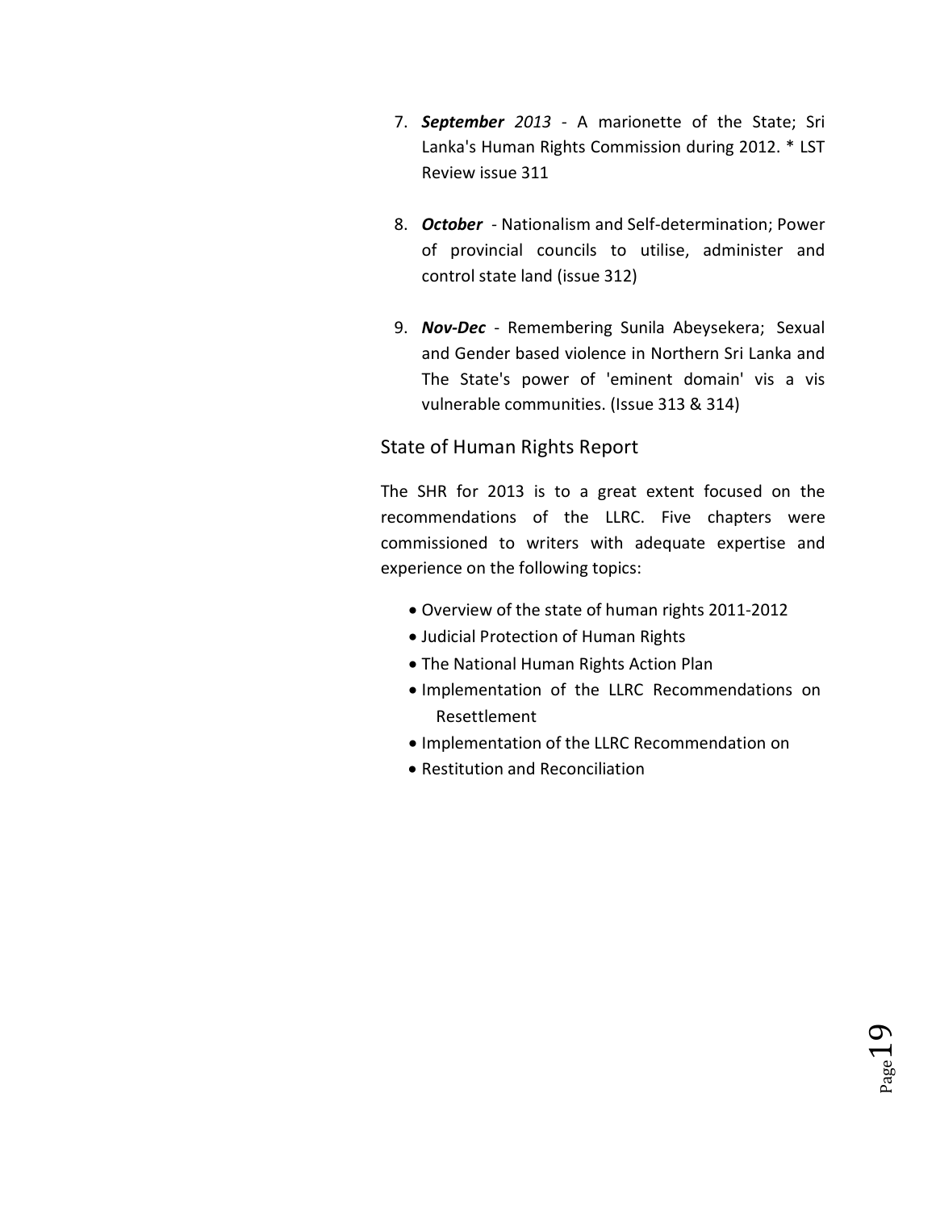7. ***September*** *2013* - A marionette of the State; Sri Lanka's Human Rights Commission during 2012. * LST Review issue 311

8. ***October*** - Nationalism and Self-determination; Power of provincial councils to utilise, administer and control state land (issue 312)

9. ***Nov-Dec*** - Remembering Sunila Abeysekera; Sexual and Gender based violence in Northern Sri Lanka and The State's power of 'eminent domain' vis a vis vulnerable communities. (Issue 313 & 314)

## State of Human Rights Report

The SHR for 2013 is to a great extent focused on the recommendations of the LLRC. Five chapters were commissioned to writers with adequate expertise and experience on the following topics:

- Overview of the state of human rights 2011-2012
- Judicial Protection of Human Rights
- The National Human Rights Action Plan
- Implementation of the LLRC Recommendations on Resettlement
- Implementation of the LLRC Recommendation on
- Restitution and Reconciliation